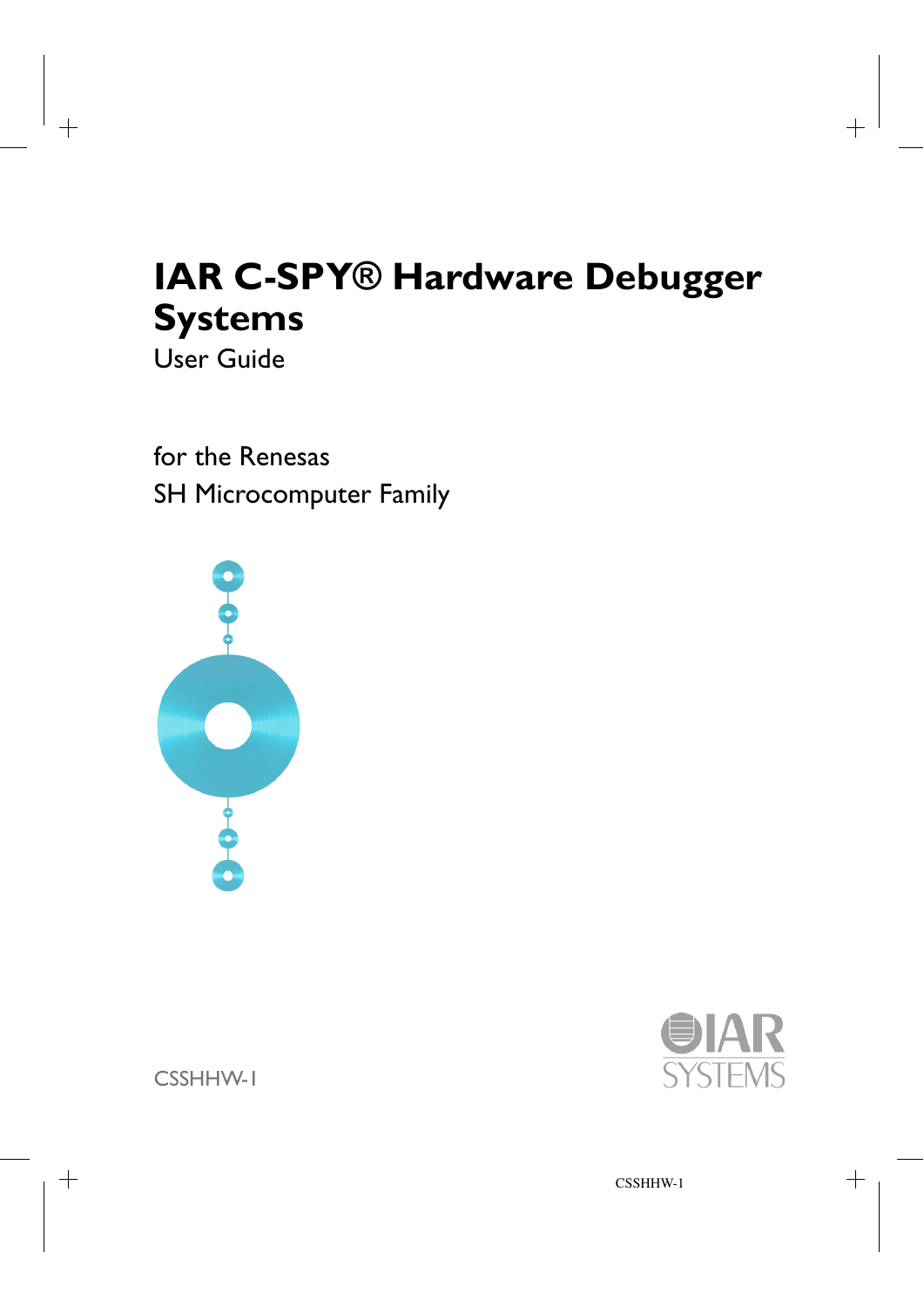# IAR C-SPY® Hardware Debugger Systems

User Guide

for the Renesas
SH Microcomputer Family

CSSHHW-1

IAR SYSTEMS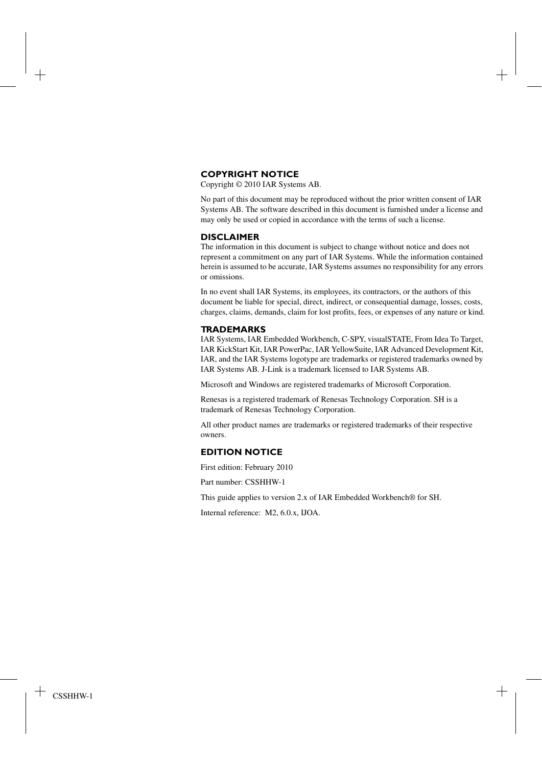## COPYRIGHT NOTICE

Copyright © 2010 IAR Systems AB.

No part of this document may be reproduced without the prior written consent of IAR Systems AB. The software described in this document is furnished under a license and may only be used or copied in accordance with the terms of such a license.

## DISCLAIMER

The information in this document is subject to change without notice and does not represent a commitment on any part of IAR Systems. While the information contained herein is assumed to be accurate, IAR Systems assumes no responsibility for any errors or omissions.

In no event shall IAR Systems, its employees, its contractors, or the authors of this document be liable for special, direct, indirect, or consequential damage, losses, costs, charges, claims, demands, claim for lost profits, fees, or expenses of any nature or kind.

## TRADEMARKS

IAR Systems, IAR Embedded Workbench, C-SPY, visualSTATE, From Idea To Target, IAR KickStart Kit, IAR PowerPac, IAR YellowSuite, IAR Advanced Development Kit, IAR, and the IAR Systems logotype are trademarks or registered trademarks owned by IAR Systems AB. J-Link is a trademark licensed to IAR Systems AB.

Microsoft and Windows are registered trademarks of Microsoft Corporation.

Renesas is a registered trademark of Renesas Technology Corporation. SH is a trademark of Renesas Technology Corporation.

All other product names are trademarks or registered trademarks of their respective owners.

## EDITION NOTICE

First edition: February 2010

Part number: CSSHHW-1

This guide applies to version 2.x of IAR Embedded Workbench® for SH.

Internal reference: M2, 6.0.x, IJOA.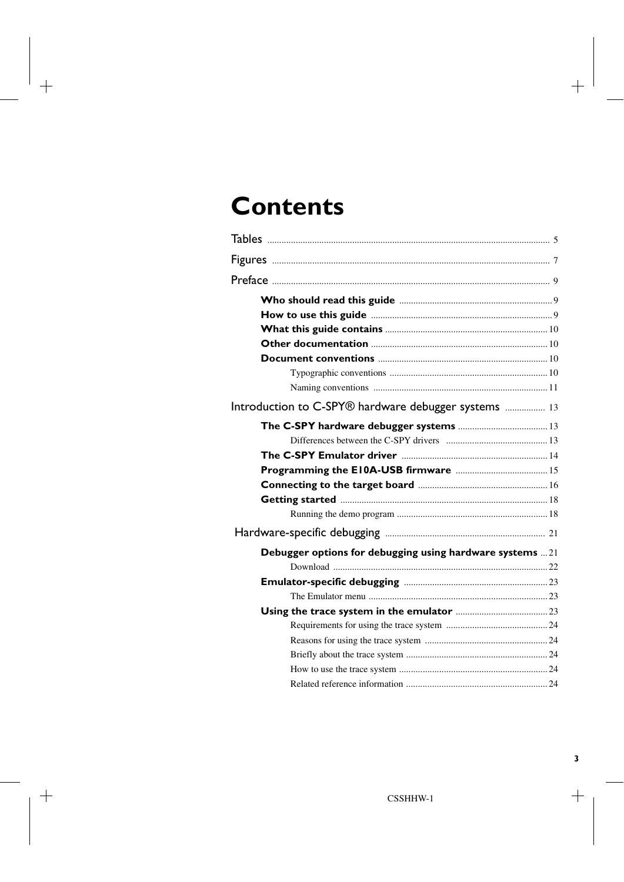# Contents

Tables ..... 5

Figures ..... 7

Preface ..... 9

- **Who should read this guide** ..... 9
- **How to use this guide** ..... 9
- **What this guide contains** ..... 10
- **Other documentation** ..... 10
- **Document conventions** ..... 10
  - Typographic conventions ..... 10
  - Naming conventions ..... 11

Introduction to C-SPY® hardware debugger systems ..... 13

- **The C-SPY hardware debugger systems** ..... 13
  - Differences between the C-SPY drivers ..... 13
- **The C-SPY Emulator driver** ..... 14
- **Programming the E10A-USB firmware** ..... 15
- **Connecting to the target board** ..... 16
- **Getting started** ..... 18
  - Running the demo program ..... 18

Hardware-specific debugging ..... 21

- **Debugger options for debugging using hardware systems** ..... 21
  - Download ..... 22
- **Emulator-specific debugging** ..... 23
  - The Emulator menu ..... 23
- **Using the trace system in the emulator** ..... 23
  - Requirements for using the trace system ..... 24
  - Reasons for using the trace system ..... 24
  - Briefly about the trace system ..... 24
  - How to use the trace system ..... 24
  - Related reference information ..... 24

CSSHHW-1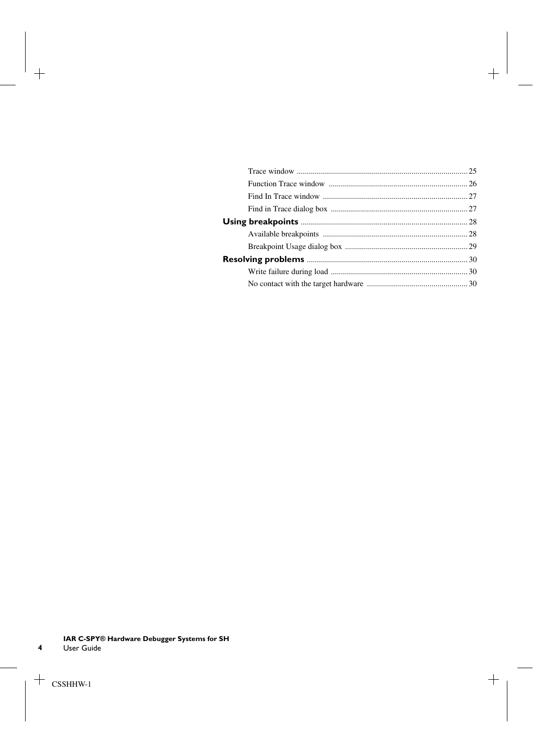Trace window ..................................................................................... 25

Function Trace window ..................................................................... 26

Find In Trace window ....................................................................... 27

Find in Trace dialog box ................................................................... 27

**Using breakpoints** .................................................................................. 28

Available breakpoints ....................................................................... 28

Breakpoint Usage dialog box ............................................................ 29

**Resolving problems** ............................................................................... 30

Write failure during load ................................................................... 30

No contact with the target hardware ................................................. 30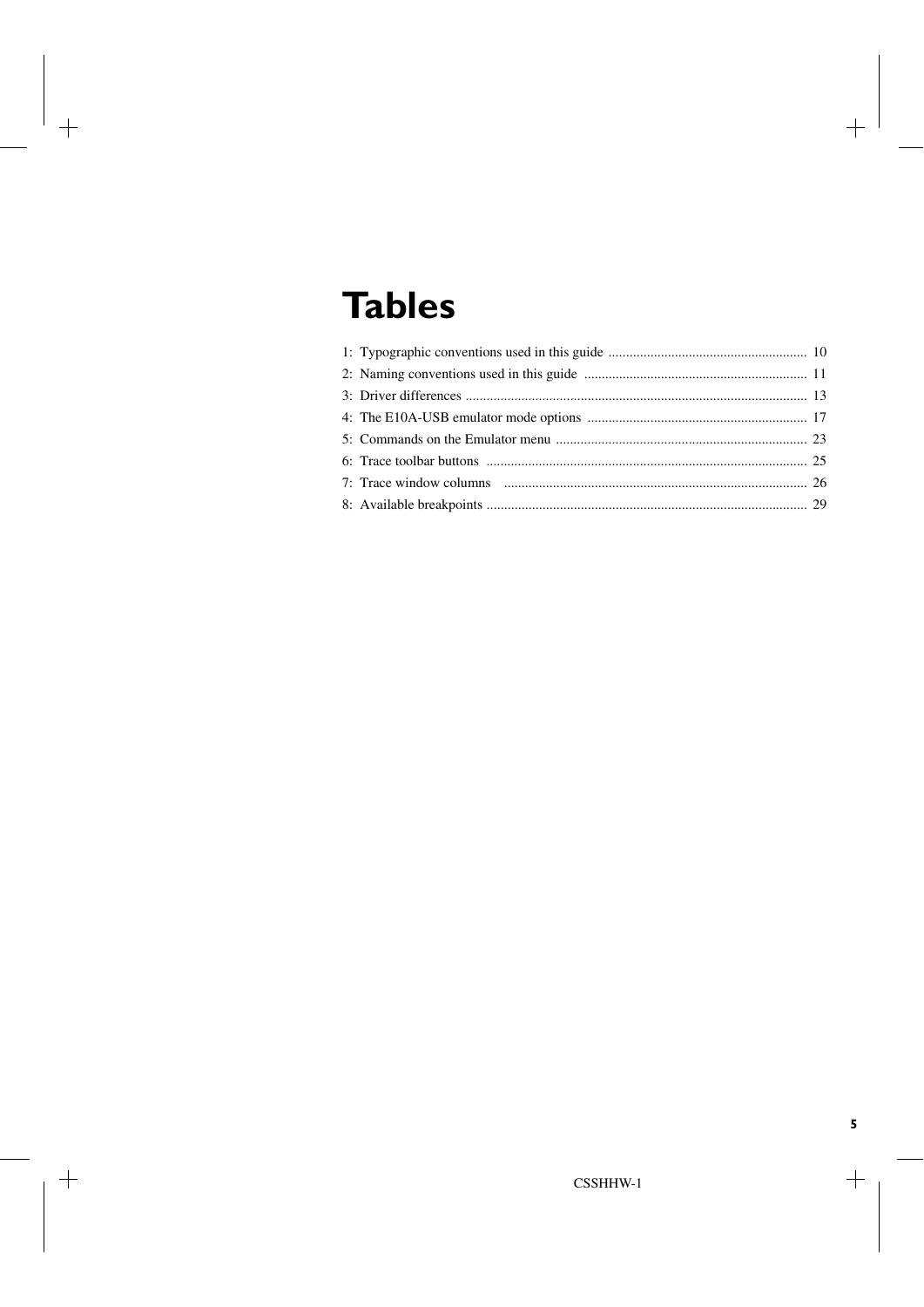# Tables

1: Typographic conventions used in this guide ........................................................ 10

2: Naming conventions used in this guide ............................................................... 11

3: Driver differences ................................................................................................. 13

4: The E10A-USB emulator mode options .............................................................. 17

5: Commands on the Emulator menu ....................................................................... 23

6: Trace toolbar buttons ........................................................................................... 25

7: Trace window columns ...................................................................................... 26

8: Available breakpoints ........................................................................................... 29

CSSHHW-1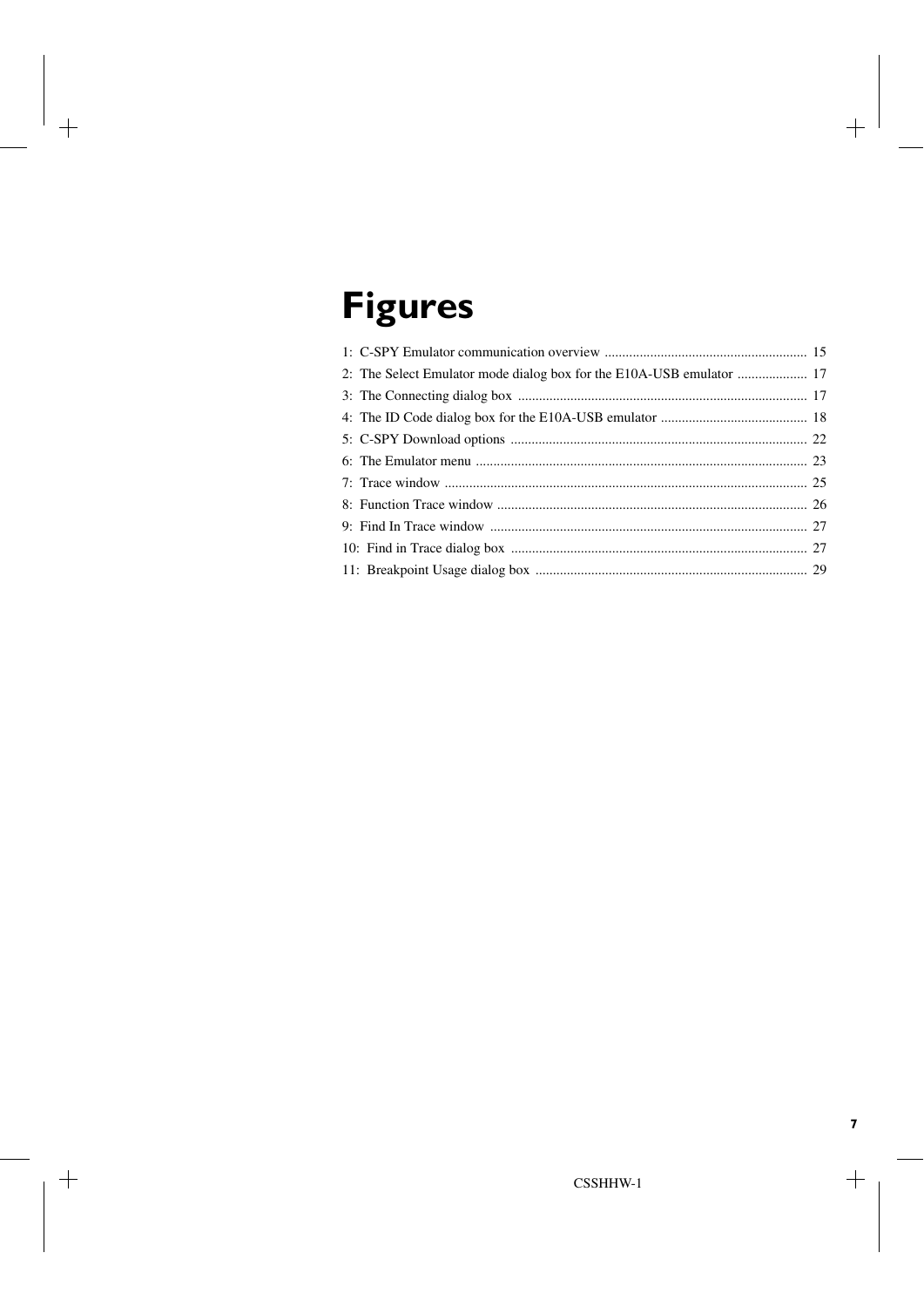# Figures

1: C-SPY Emulator communication overview ........................................................ 15

2: The Select Emulator mode dialog box for the E10A-USB emulator .................... 17

3: The Connecting dialog box .................................................................................. 17

4: The ID Code dialog box for the E10A-USB emulator ......................................... 18

5: C-SPY Download options .................................................................................... 22

6: The Emulator menu .............................................................................................. 23

7: Trace window ....................................................................................................... 25

8: Function Trace window ........................................................................................ 26

9: Find In Trace window .......................................................................................... 27

10: Find in Trace dialog box .................................................................................... 27

11: Breakpoint Usage dialog box ............................................................................. 29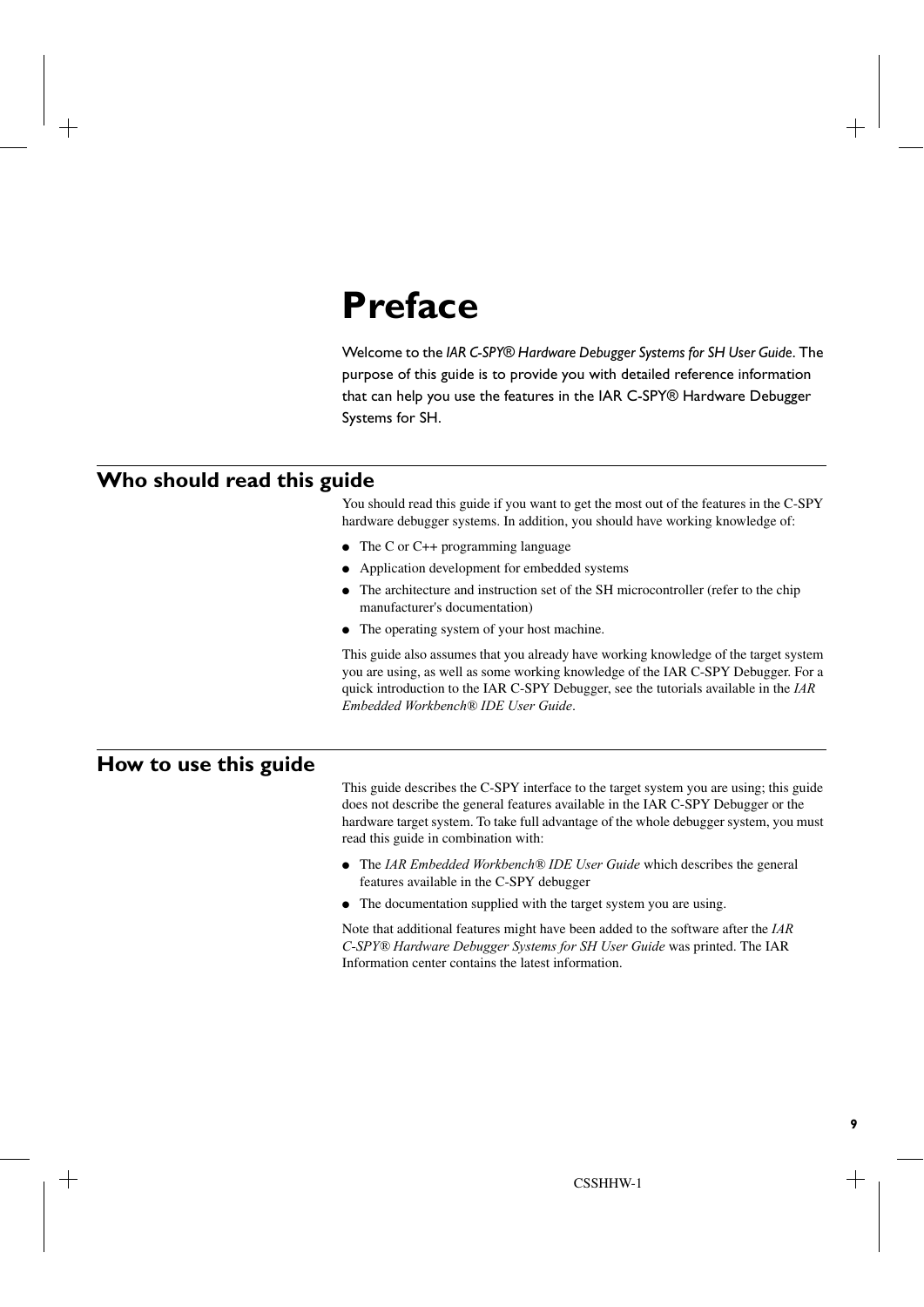# Preface

Welcome to the *IAR C-SPY® Hardware Debugger Systems for SH User Guide*. The purpose of this guide is to provide you with detailed reference information that can help you use the features in the IAR C-SPY® Hardware Debugger Systems for SH.

## Who should read this guide

You should read this guide if you want to get the most out of the features in the C-SPY hardware debugger systems. In addition, you should have working knowledge of:

- The C or C++ programming language
- Application development for embedded systems
- The architecture and instruction set of the SH microcontroller (refer to the chip manufacturer's documentation)
- The operating system of your host machine.

This guide also assumes that you already have working knowledge of the target system you are using, as well as some working knowledge of the IAR C-SPY Debugger. For a quick introduction to the IAR C-SPY Debugger, see the tutorials available in the *IAR Embedded Workbench® IDE User Guide*.

## How to use this guide

This guide describes the C-SPY interface to the target system you are using; this guide does not describe the general features available in the IAR C-SPY Debugger or the hardware target system. To take full advantage of the whole debugger system, you must read this guide in combination with:

- The *IAR Embedded Workbench® IDE User Guide* which describes the general features available in the C-SPY debugger
- The documentation supplied with the target system you are using.

Note that additional features might have been added to the software after the *IAR C-SPY® Hardware Debugger Systems for SH User Guide* was printed. The IAR Information center contains the latest information.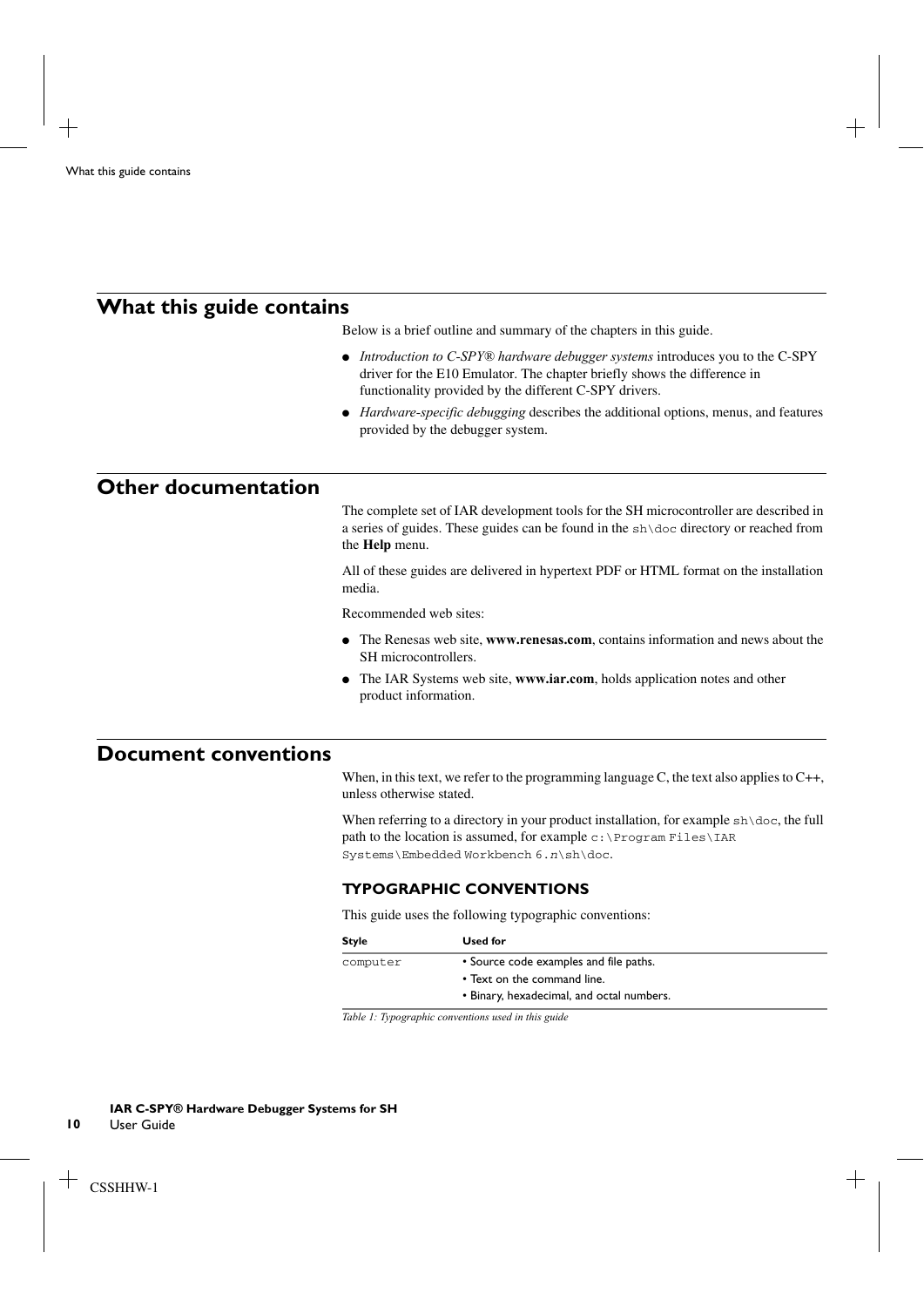## What this guide contains

Below is a brief outline and summary of the chapters in this guide.

- *Introduction to C-SPY® hardware debugger systems* introduces you to the C-SPY driver for the E10 Emulator. The chapter briefly shows the difference in functionality provided by the different C-SPY drivers.
- *Hardware-specific debugging* describes the additional options, menus, and features provided by the debugger system.

## Other documentation

The complete set of IAR development tools for the SH microcontroller are described in a series of guides. These guides can be found in the `sh\doc` directory or reached from the **Help** menu.

All of these guides are delivered in hypertext PDF or HTML format on the installation media.

Recommended web sites:

- The Renesas web site, **www.renesas.com**, contains information and news about the SH microcontrollers.
- The IAR Systems web site, **www.iar.com**, holds application notes and other product information.

## Document conventions

When, in this text, we refer to the programming language C, the text also applies to C++, unless otherwise stated.

When referring to a directory in your product installation, for example `sh\doc`, the full path to the location is assumed, for example `c:\Program Files\IAR Systems\Embedded Workbench 6.`*`n`*`\sh\doc`.

### TYPOGRAPHIC CONVENTIONS

This guide uses the following typographic conventions:

| Style | Used for |
|---|---|
| `computer` | • Source code examples and file paths.<br>• Text on the command line.<br>• Binary, hexadecimal, and octal numbers. |

*Table 1: Typographic conventions used in this guide*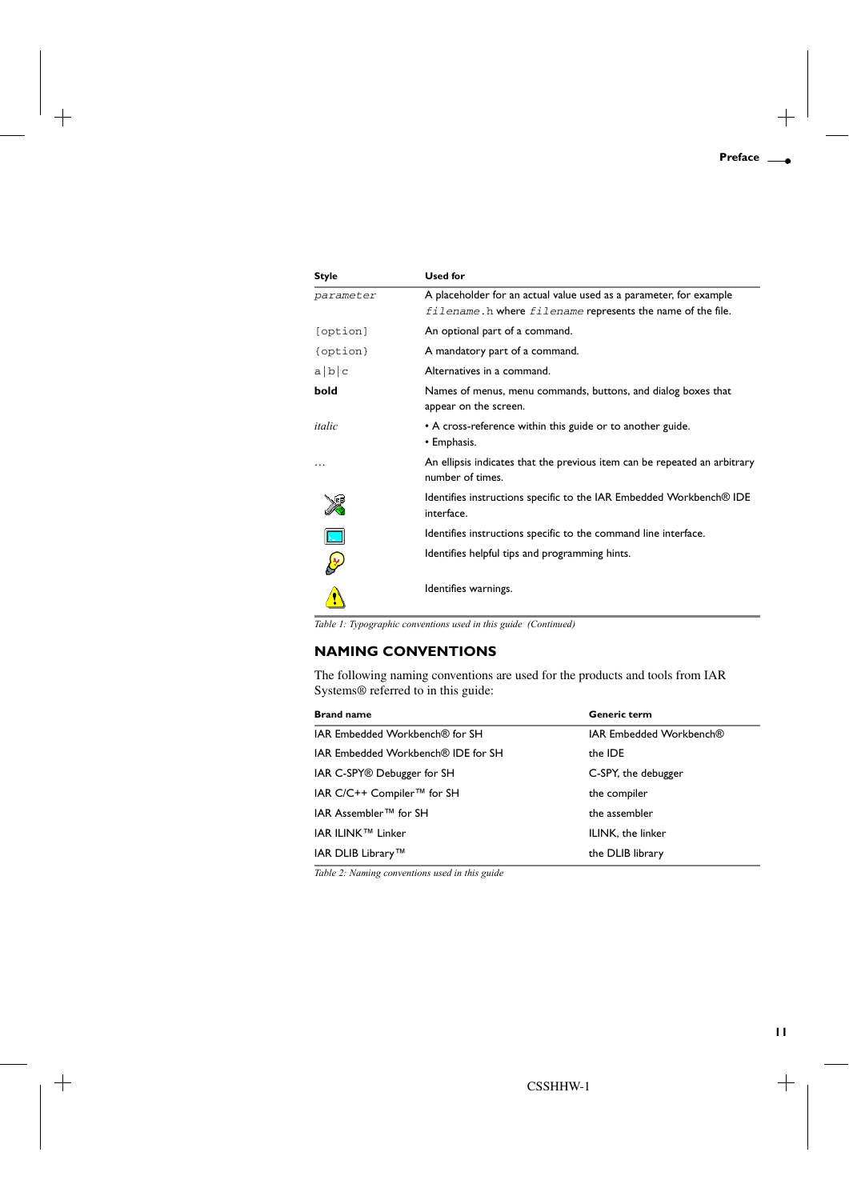| Style | Used for |
| --- | --- |
| `parameter` | A placeholder for an actual value used as a parameter, for example `filename.h` where `filename` represents the name of the file. |
| `[option]` | An optional part of a command. |
| `{option}` | A mandatory part of a command. |
| `a|b|c` | Alternatives in a command. |
| **bold** | Names of menus, menu commands, buttons, and dialog boxes that appear on the screen. |
| *italic* | • A cross-reference within this guide or to another guide.<br>• Emphasis. |
| … | An ellipsis indicates that the previous item can be repeated an arbitrary number of times. |
| | Identifies instructions specific to the IAR Embedded Workbench® IDE interface. |
| | Identifies instructions specific to the command line interface. |
| | Identifies helpful tips and programming hints. |
| | Identifies warnings. |

*Table 1: Typographic conventions used in this guide (Continued)*

### NAMING CONVENTIONS

The following naming conventions are used for the products and tools from IAR Systems® referred to in this guide:

| Brand name | Generic term |
| --- | --- |
| IAR Embedded Workbench® for SH | IAR Embedded Workbench® |
| IAR Embedded Workbench® IDE for SH | the IDE |
| IAR C-SPY® Debugger for SH | C-SPY, the debugger |
| IAR C/C++ Compiler™ for SH | the compiler |
| IAR Assembler™ for SH | the assembler |
| IAR ILINK™ Linker | ILINK, the linker |
| IAR DLIB Library™ | the DLIB library |

*Table 2: Naming conventions used in this guide*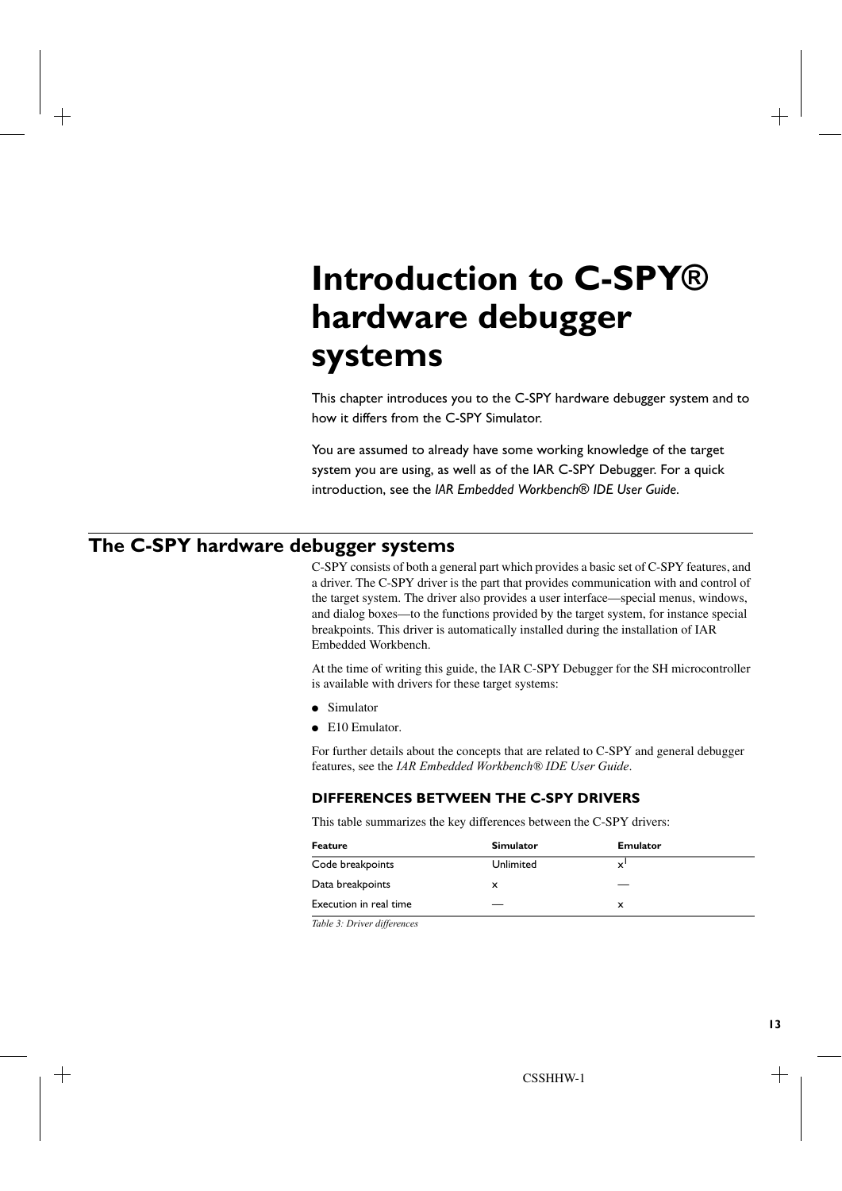# Introduction to C-SPY® hardware debugger systems

This chapter introduces you to the C-SPY hardware debugger system and to how it differs from the C-SPY Simulator.

You are assumed to already have some working knowledge of the target system you are using, as well as of the IAR C-SPY Debugger. For a quick introduction, see the *IAR Embedded Workbench® IDE User Guide*.

## The C-SPY hardware debugger systems

C-SPY consists of both a general part which provides a basic set of C-SPY features, and a driver. The C-SPY driver is the part that provides communication with and control of the target system. The driver also provides a user interface—special menus, windows, and dialog boxes—to the functions provided by the target system, for instance special breakpoints. This driver is automatically installed during the installation of IAR Embedded Workbench.

At the time of writing this guide, the IAR C-SPY Debugger for the SH microcontroller is available with drivers for these target systems:

- Simulator
- E10 Emulator.

For further details about the concepts that are related to C-SPY and general debugger features, see the *IAR Embedded Workbench® IDE User Guide*.

### DIFFERENCES BETWEEN THE C-SPY DRIVERS

This table summarizes the key differences between the C-SPY drivers:

| Feature | Simulator | Emulator |
|---|---|---|
| Code breakpoints | Unlimited | x[1] |
| Data breakpoints | x | — |
| Execution in real time | — | x |

*Table 3: Driver differences*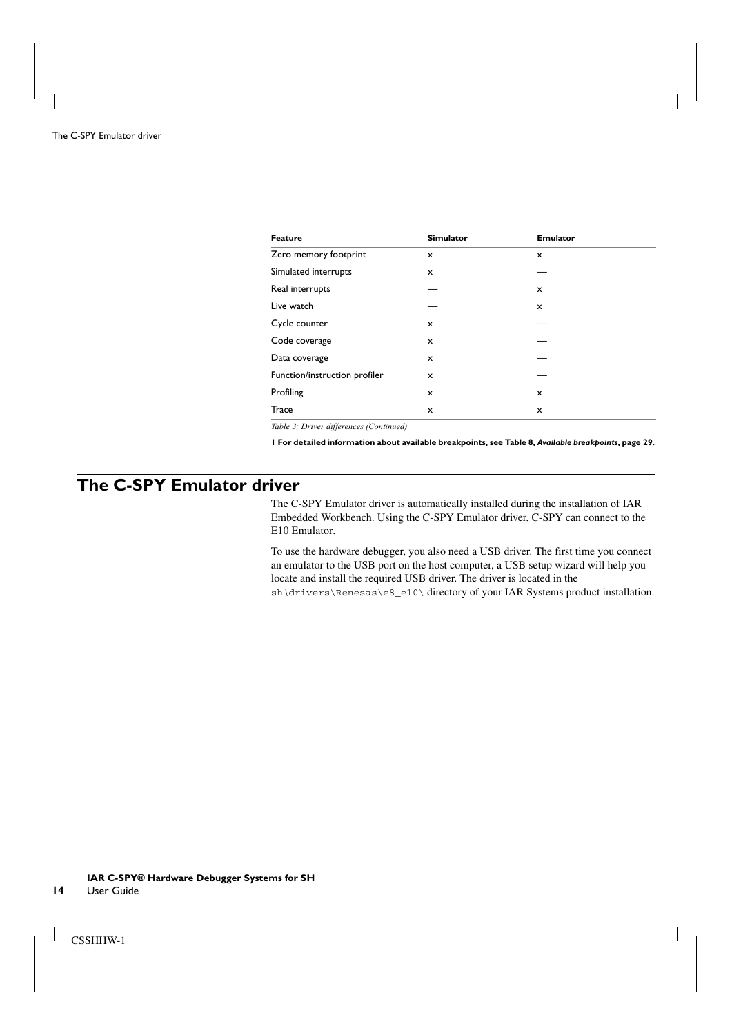| Feature | Simulator | Emulator |
| --- | --- | --- |
| Zero memory footprint | x | x |
| Simulated interrupts | x | — |
| Real interrupts | — | x |
| Live watch | — | x |
| Cycle counter | x | — |
| Code coverage | x | — |
| Data coverage | x | — |
| Function/instruction profiler | x | — |
| Profiling | x | x |
| Trace | x | x |

*Table 3: Driver differences (Continued)*

**1 For detailed information about available breakpoints, see Table 8, *Available breakpoints*, page 29.**

## The C-SPY Emulator driver

The C-SPY Emulator driver is automatically installed during the installation of IAR Embedded Workbench. Using the C-SPY Emulator driver, C-SPY can connect to the E10 Emulator.

To use the hardware debugger, you also need a USB driver. The first time you connect an emulator to the USB port on the host computer, a USB setup wizard will help you locate and install the required USB driver. The driver is located in the `sh\drivers\Renesas\e8_e10\` directory of your IAR Systems product installation.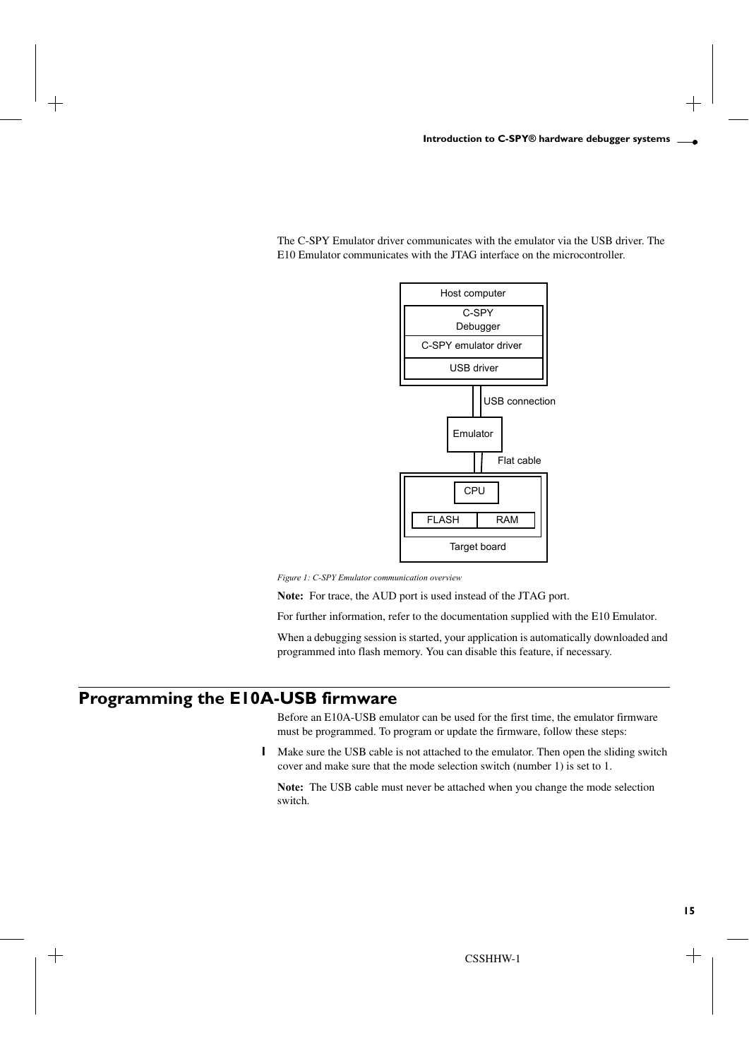The C-SPY Emulator driver communicates with the emulator via the USB driver. The E10 Emulator communicates with the JTAG interface on the microcontroller.

*Figure 1: C-SPY Emulator communication overview*

**Note:** For trace, the AUD port is used instead of the JTAG port.

For further information, refer to the documentation supplied with the E10 Emulator.

When a debugging session is started, your application is automatically downloaded and programmed into flash memory. You can disable this feature, if necessary.

## Programming the E10A-USB firmware

Before an E10A-USB emulator can be used for the first time, the emulator firmware must be programmed. To program or update the firmware, follow these steps:

1 Make sure the USB cable is not attached to the emulator. Then open the sliding switch cover and make sure that the mode selection switch (number 1) is set to 1.

**Note:** The USB cable must never be attached when you change the mode selection switch.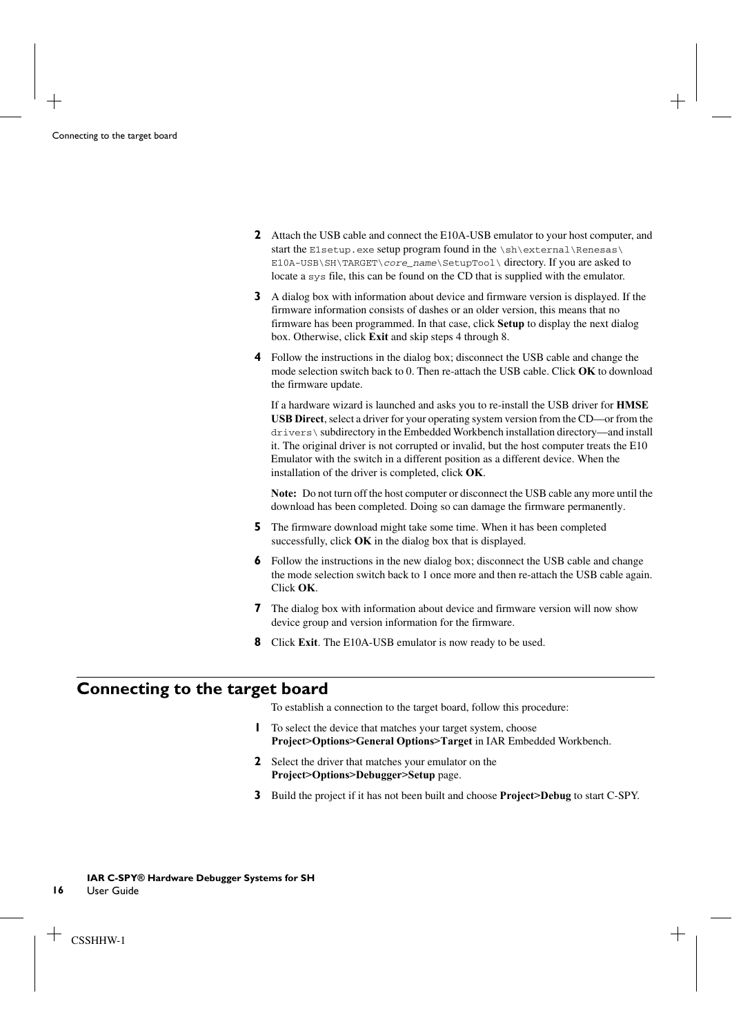2. Attach the USB cable and connect the E10A-USB emulator to your host computer, and start the `E1setup.exe` setup program found in the `\sh\external\Renesas\E10A-USB\SH\TARGET\core_name\SetupTool\` directory. If you are asked to locate a `sys` file, this can be found on the CD that is supplied with the emulator.

3. A dialog box with information about device and firmware version is displayed. If the firmware information consists of dashes or an older version, this means that no firmware has been programmed. In that case, click **Setup** to display the next dialog box. Otherwise, click **Exit** and skip steps 4 through 8.

4. Follow the instructions in the dialog box; disconnect the USB cable and change the mode selection switch back to 0. Then re-attach the USB cable. Click **OK** to download the firmware update.

   If a hardware wizard is launched and asks you to re-install the USB driver for **HMSE USB Direct**, select a driver for your operating system version from the CD—or from the `drivers\` subdirectory in the Embedded Workbench installation directory—and install it. The original driver is not corrupted or invalid, but the host computer treats the E10 Emulator with the switch in a different position as a different device. When the installation of the driver is completed, click **OK**.

   **Note:** Do not turn off the host computer or disconnect the USB cable any more until the download has been completed. Doing so can damage the firmware permanently.

5. The firmware download might take some time. When it has been completed successfully, click **OK** in the dialog box that is displayed.

6. Follow the instructions in the new dialog box; disconnect the USB cable and change the mode selection switch back to 1 once more and then re-attach the USB cable again. Click **OK**.

7. The dialog box with information about device and firmware version will now show device group and version information for the firmware.

8. Click **Exit**. The E10A-USB emulator is now ready to be used.

## Connecting to the target board

To establish a connection to the target board, follow this procedure:

1. To select the device that matches your target system, choose **Project>Options>General Options>Target** in IAR Embedded Workbench.

2. Select the driver that matches your emulator on the **Project>Options>Debugger>Setup** page.

3. Build the project if it has not been built and choose **Project>Debug** to start C-SPY.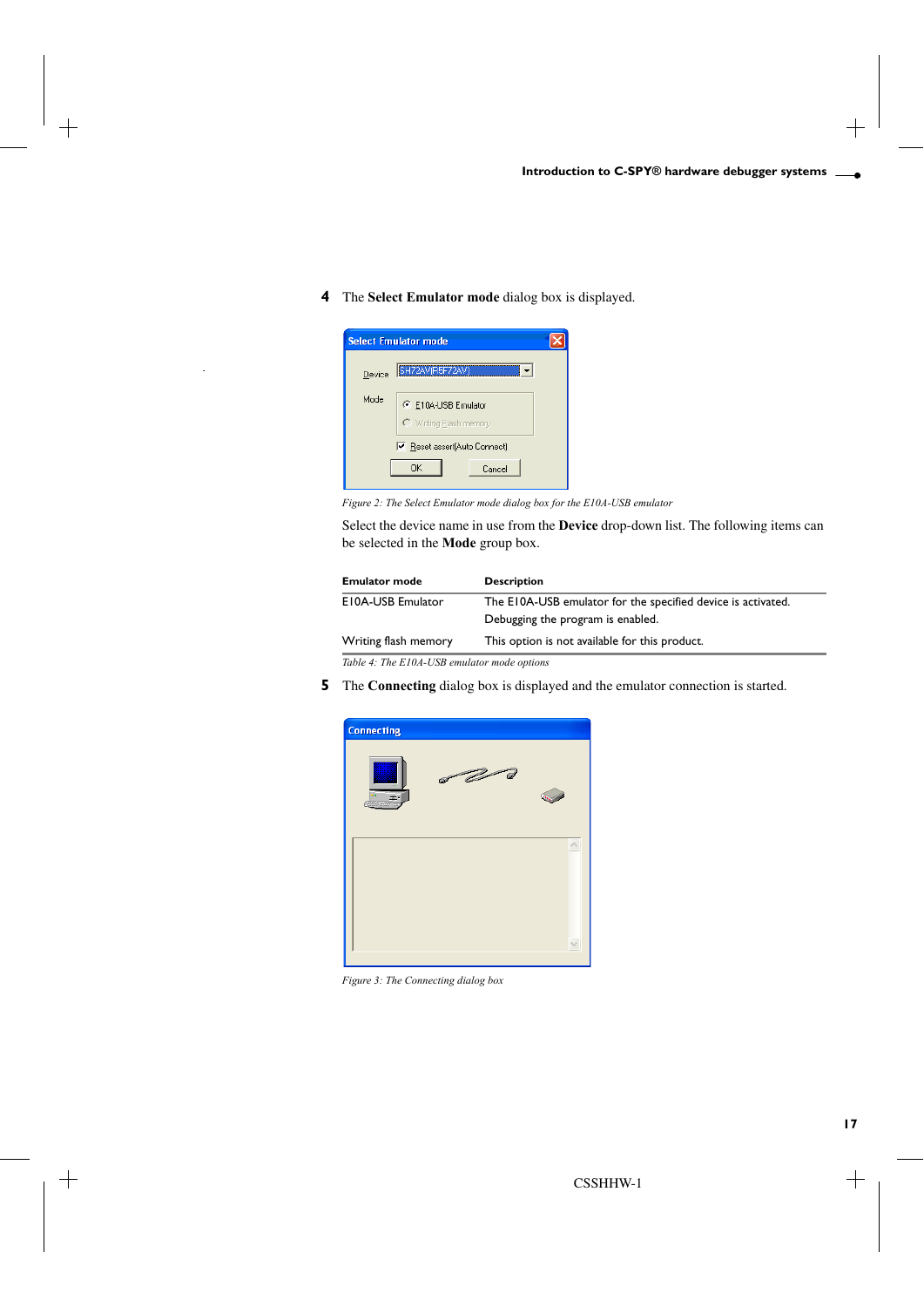**4** The **Select Emulator mode** dialog box is displayed.

*Figure 2: The Select Emulator mode dialog box for the E10A-USB emulator*

Select the device name in use from the **Device** drop-down list. The following items can be selected in the **Mode** group box.

| Emulator mode | Description |
|---|---|
| E10A-USB Emulator | The E10A-USB emulator for the specified device is activated. Debugging the program is enabled. |
| Writing flash memory | This option is not available for this product. |

*Table 4: The E10A-USB emulator mode options*

**5** The **Connecting** dialog box is displayed and the emulator connection is started.

*Figure 3: The Connecting dialog box*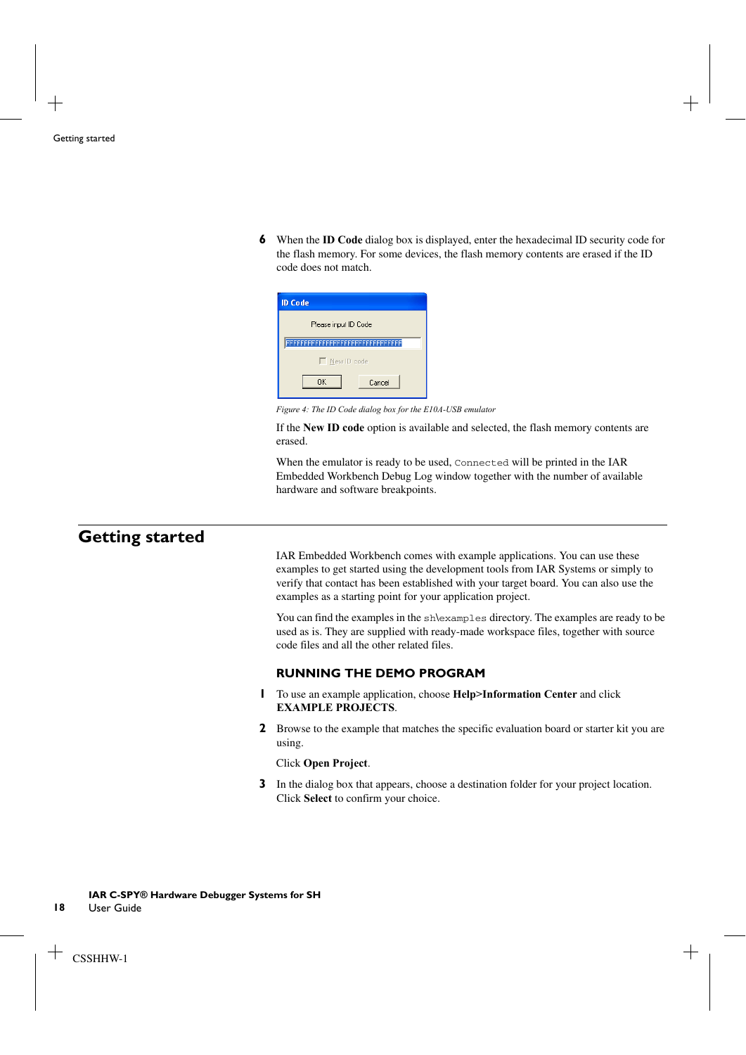6. When the **ID Code** dialog box is displayed, enter the hexadecimal ID security code for the flash memory. For some devices, the flash memory contents are erased if the ID code does not match.

*Figure 4: The ID Code dialog box for the E10A-USB emulator*

If the **New ID code** option is available and selected, the flash memory contents are erased.

When the emulator is ready to be used, `Connected` will be printed in the IAR Embedded Workbench Debug Log window together with the number of available hardware and software breakpoints.

# Getting started

IAR Embedded Workbench comes with example applications. You can use these examples to get started using the development tools from IAR Systems or simply to verify that contact has been established with your target board. You can also use the examples as a starting point for your application project.

You can find the examples in the `sh\examples` directory. The examples are ready to be used as is. They are supplied with ready-made workspace files, together with source code files and all the other related files.

## RUNNING THE DEMO PROGRAM

1. To use an example application, choose **Help>Information Center** and click **EXAMPLE PROJECTS**.

2. Browse to the example that matches the specific evaluation board or starter kit you are using.

   Click **Open Project**.

3. In the dialog box that appears, choose a destination folder for your project location. Click **Select** to confirm your choice.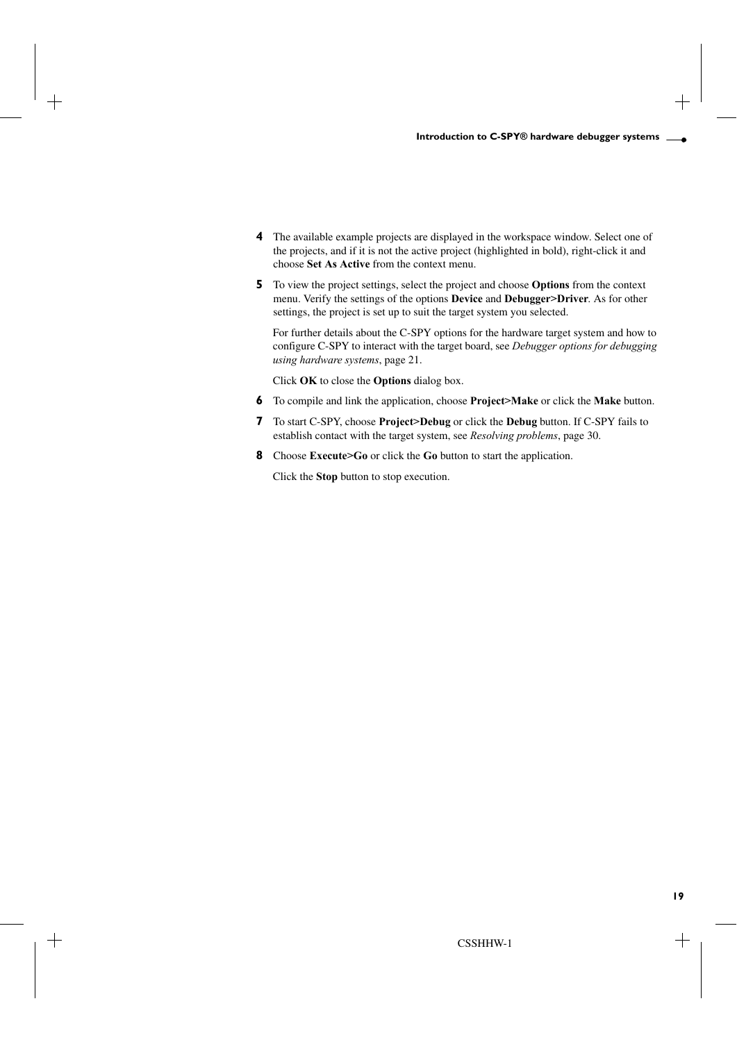4. The available example projects are displayed in the workspace window. Select one of the projects, and if it is not the active project (highlighted in bold), right-click it and choose **Set As Active** from the context menu.

5. To view the project settings, select the project and choose **Options** from the context menu. Verify the settings of the options **Device** and **Debugger>Driver**. As for other settings, the project is set up to suit the target system you selected.

   For further details about the C-SPY options for the hardware target system and how to configure C-SPY to interact with the target board, see *Debugger options for debugging using hardware systems*, page 21.

   Click **OK** to close the **Options** dialog box.

6. To compile and link the application, choose **Project>Make** or click the **Make** button.

7. To start C-SPY, choose **Project>Debug** or click the **Debug** button. If C-SPY fails to establish contact with the target system, see *Resolving problems*, page 30.

8. Choose **Execute>Go** or click the **Go** button to start the application.

   Click the **Stop** button to stop execution.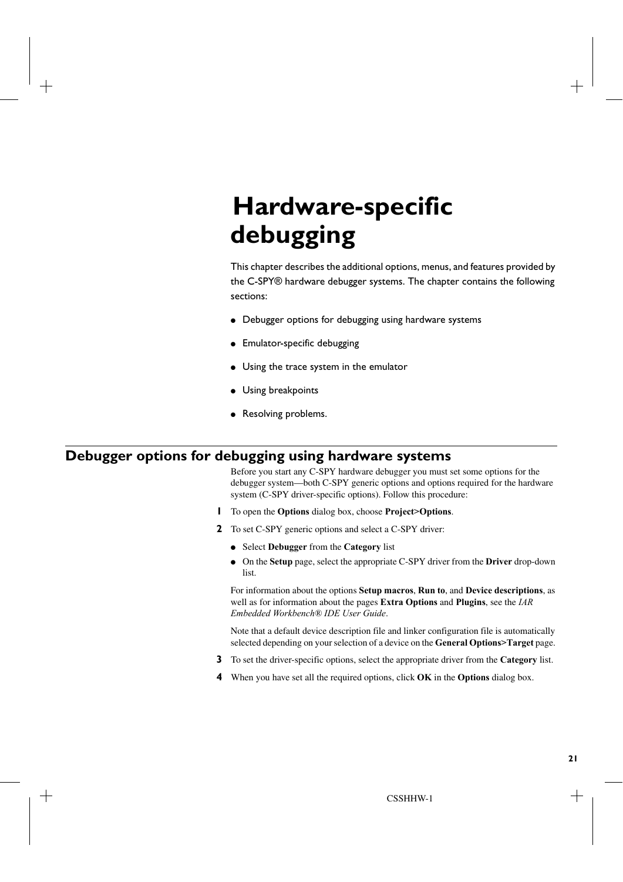# Hardware-specific debugging

This chapter describes the additional options, menus, and features provided by the C-SPY® hardware debugger systems. The chapter contains the following sections:

- Debugger options for debugging using hardware systems
- Emulator-specific debugging
- Using the trace system in the emulator
- Using breakpoints
- Resolving problems.

## Debugger options for debugging using hardware systems

Before you start any C-SPY hardware debugger you must set some options for the debugger system—both C-SPY generic options and options required for the hardware system (C-SPY driver-specific options). Follow this procedure:

1. To open the **Options** dialog box, choose **Project>Options**.
2. To set C-SPY generic options and select a C-SPY driver:
   - Select **Debugger** from the **Category** list
   - On the **Setup** page, select the appropriate C-SPY driver from the **Driver** drop-down list.

   For information about the options **Setup macros**, **Run to**, and **Device descriptions**, as well as for information about the pages **Extra Options** and **Plugins**, see the *IAR Embedded Workbench® IDE User Guide*.

   Note that a default device description file and linker configuration file is automatically selected depending on your selection of a device on the **General Options>Target** page.
3. To set the driver-specific options, select the appropriate driver from the **Category** list.
4. When you have set all the required options, click **OK** in the **Options** dialog box.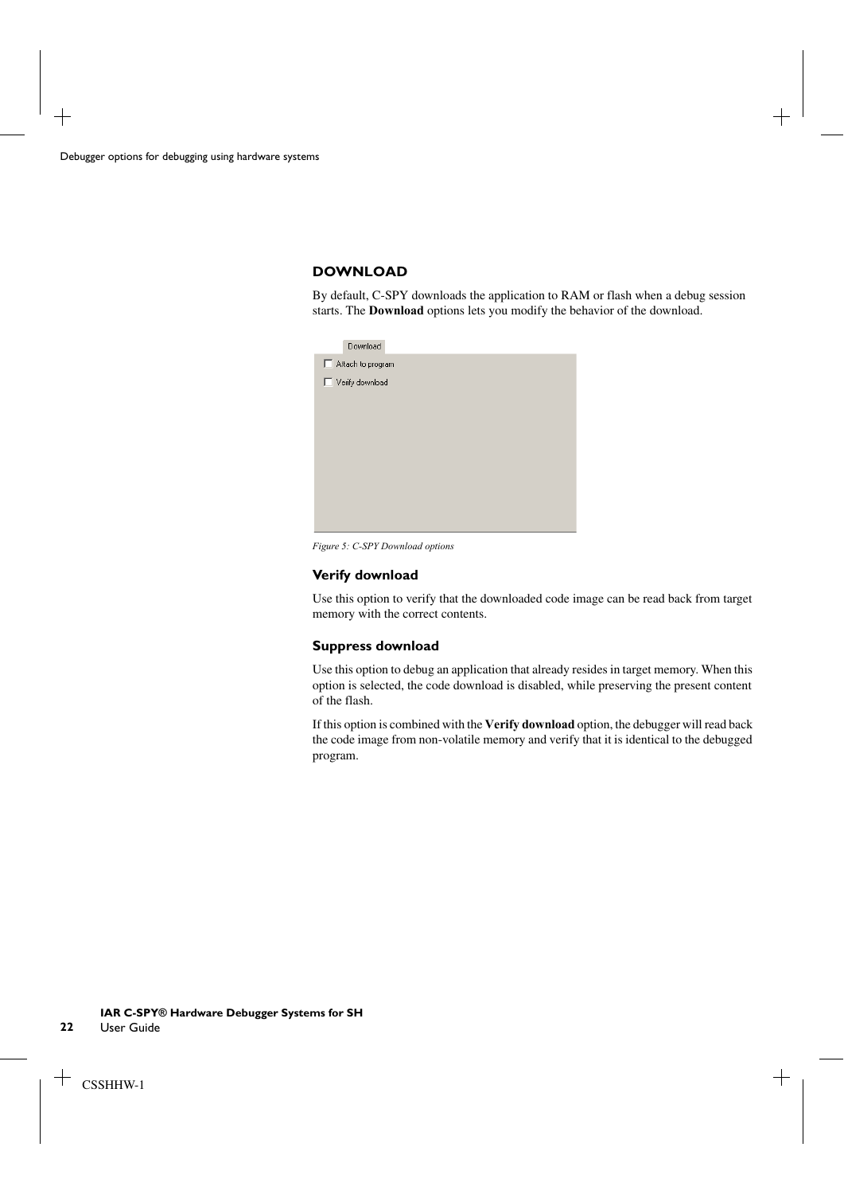## DOWNLOAD

By default, C-SPY downloads the application to RAM or flash when a debug session starts. The **Download** options lets you modify the behavior of the download.

*Figure 5: C-SPY Download options*

### Verify download

Use this option to verify that the downloaded code image can be read back from target memory with the correct contents.

### Suppress download

Use this option to debug an application that already resides in target memory. When this option is selected, the code download is disabled, while preserving the present content of the flash.

If this option is combined with the **Verify download** option, the debugger will read back the code image from non-volatile memory and verify that it is identical to the debugged program.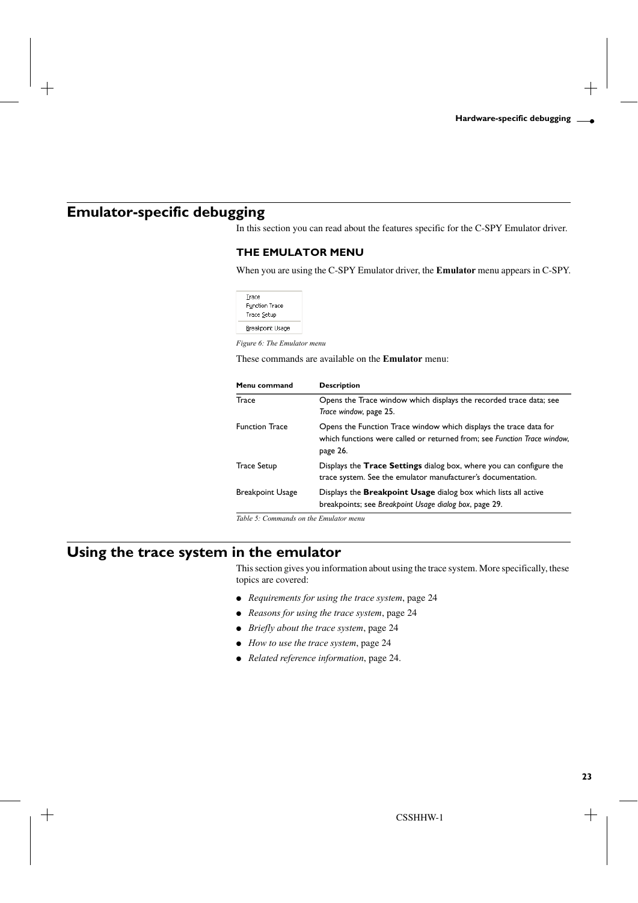# Emulator-specific debugging

In this section you can read about the features specific for the C-SPY Emulator driver.

## THE EMULATOR MENU

When you are using the C-SPY Emulator driver, the **Emulator** menu appears in C-SPY.

Trace
Function Trace
Trace Setup
Breakpoint Usage

*Figure 6: The Emulator menu*

These commands are available on the **Emulator** menu:

| Menu command | Description |
|---|---|
| Trace | Opens the Trace window which displays the recorded trace data; see *Trace window*, page 25. |
| Function Trace | Opens the Function Trace window which displays the trace data for which functions were called or returned from; see *Function Trace window*, page 26. |
| Trace Setup | Displays the **Trace Settings** dialog box, where you can configure the trace system. See the emulator manufacturer's documentation. |
| Breakpoint Usage | Displays the **Breakpoint Usage** dialog box which lists all active breakpoints; see *Breakpoint Usage dialog box*, page 29. |

*Table 5: Commands on the Emulator menu*

# Using the trace system in the emulator

This section gives you information about using the trace system. More specifically, these topics are covered:

- *Requirements for using the trace system*, page 24
- *Reasons for using the trace system*, page 24
- *Briefly about the trace system*, page 24
- *How to use the trace system*, page 24
- *Related reference information*, page 24.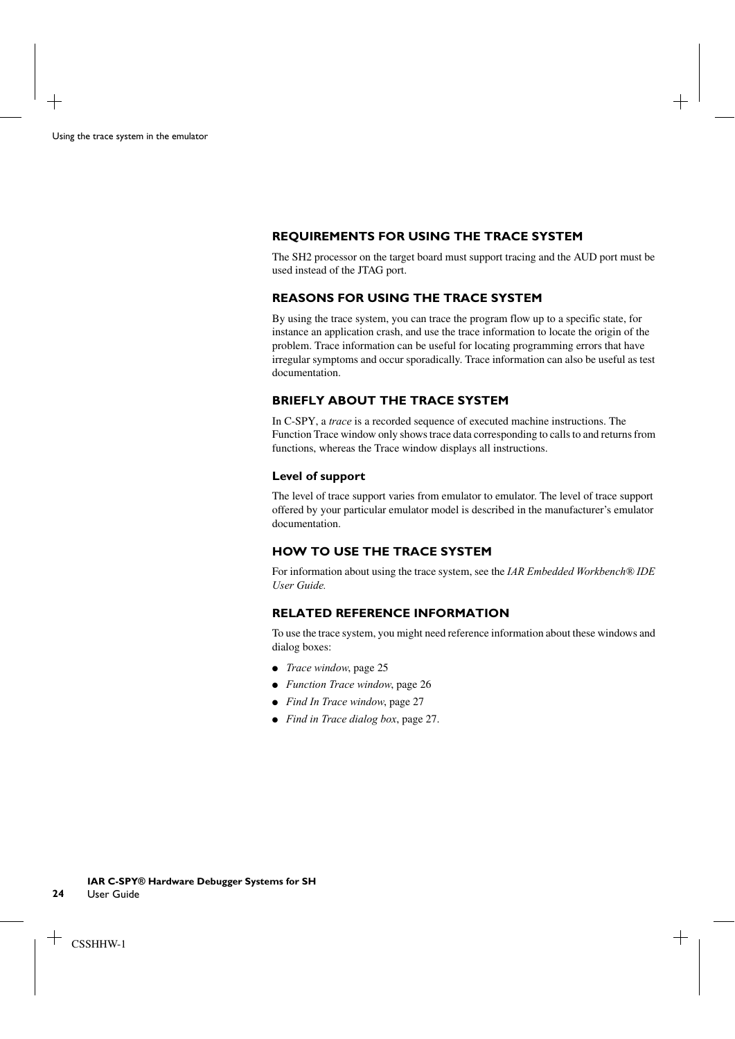## REQUIREMENTS FOR USING THE TRACE SYSTEM

The SH2 processor on the target board must support tracing and the AUD port must be used instead of the JTAG port.

## REASONS FOR USING THE TRACE SYSTEM

By using the trace system, you can trace the program flow up to a specific state, for instance an application crash, and use the trace information to locate the origin of the problem. Trace information can be useful for locating programming errors that have irregular symptoms and occur sporadically. Trace information can also be useful as test documentation.

## BRIEFLY ABOUT THE TRACE SYSTEM

In C-SPY, a *trace* is a recorded sequence of executed machine instructions. The Function Trace window only shows trace data corresponding to calls to and returns from functions, whereas the Trace window displays all instructions.

### Level of support

The level of trace support varies from emulator to emulator. The level of trace support offered by your particular emulator model is described in the manufacturer's emulator documentation.

## HOW TO USE THE TRACE SYSTEM

For information about using the trace system, see the *IAR Embedded Workbench® IDE User Guide.*

## RELATED REFERENCE INFORMATION

To use the trace system, you might need reference information about these windows and dialog boxes:

- *Trace window*, page 25
- *Function Trace window*, page 26
- *Find In Trace window*, page 27
- *Find in Trace dialog box*, page 27.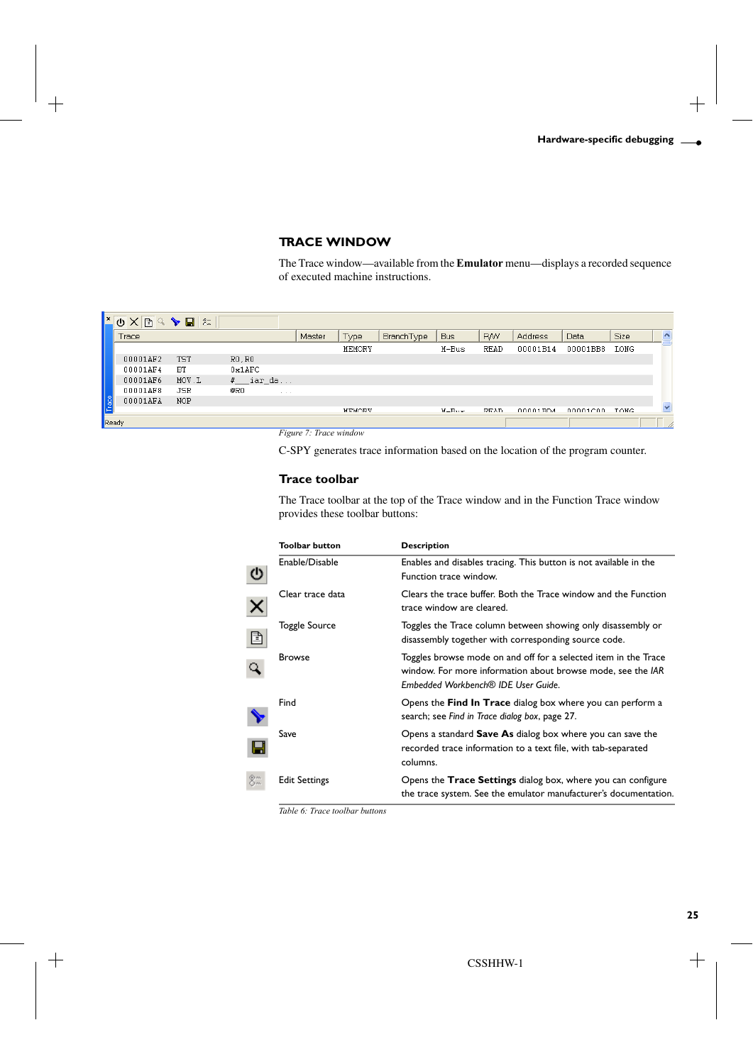## TRACE WINDOW

The Trace window—available from the **Emulator** menu—displays a recorded sequence of executed machine instructions.

*Figure 7: Trace window*

C-SPY generates trace information based on the location of the program counter.

### Trace toolbar

The Trace toolbar at the top of the Trace window and in the Function Trace window provides these toolbar buttons:

| Toolbar button | Description |
|---|---|
| Enable/Disable | Enables and disables tracing. This button is not available in the Function trace window. |
| Clear trace data | Clears the trace buffer. Both the Trace window and the Function trace window are cleared. |
| Toggle Source | Toggles the Trace column between showing only disassembly or disassembly together with corresponding source code. |
| Browse | Toggles browse mode on and off for a selected item in the Trace window. For more information about browse mode, see the *IAR Embedded Workbench® IDE User Guide*. |
| Find | Opens the **Find In Trace** dialog box where you can perform a search; see *Find in Trace dialog box*, page 27. |
| Save | Opens a standard **Save As** dialog box where you can save the recorded trace information to a text file, with tab-separated columns. |
| Edit Settings | Opens the **Trace Settings** dialog box, where you can configure the trace system. See the emulator manufacturer's documentation. |

*Table 6: Trace toolbar buttons*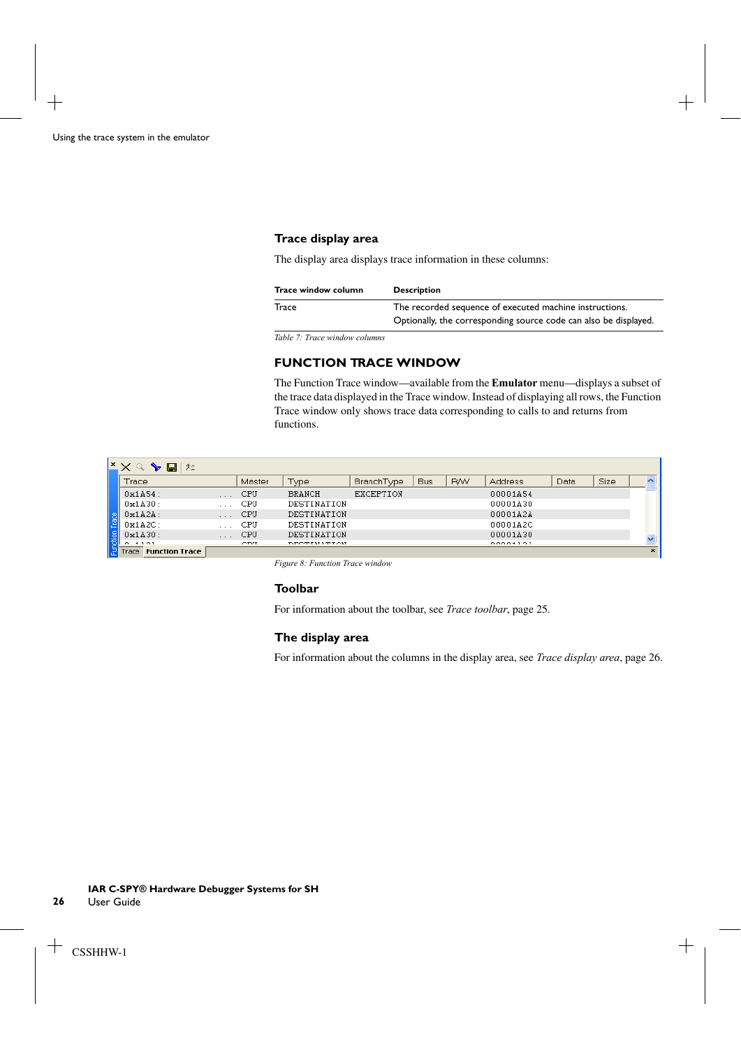### Trace display area

The display area displays trace information in these columns:

| Trace window column | Description |
| --- | --- |
| Trace | The recorded sequence of executed machine instructions. Optionally, the corresponding source code can also be displayed. |

*Table 7: Trace window columns*

## FUNCTION TRACE WINDOW

The Function Trace window—available from the **Emulator** menu—displays a subset of the trace data displayed in the Trace window. Instead of displaying all rows, the Function Trace window only shows trace data corresponding to calls to and returns from functions.

*Figure 8: Function Trace window*

### Toolbar

For information about the toolbar, see *Trace toolbar*, page 25.

### The display area

For information about the columns in the display area, see *Trace display area*, page 26.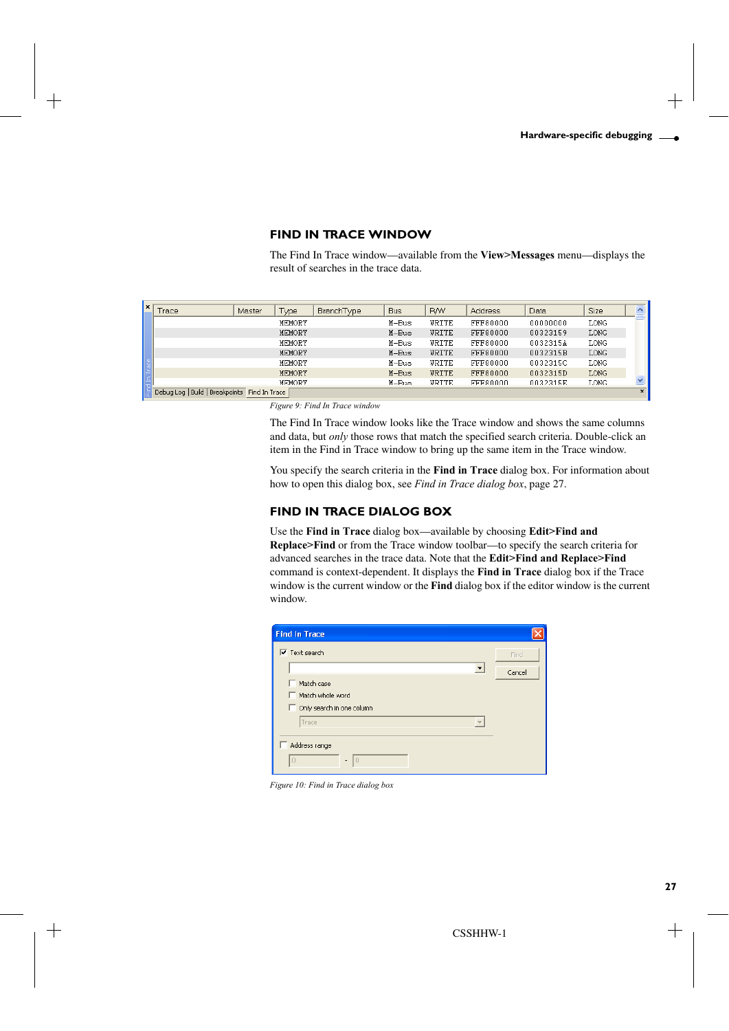## FIND IN TRACE WINDOW

The Find In Trace window—available from the **View>Messages** menu—displays the result of searches in the trace data.

*Figure 9: Find In Trace window*

The Find In Trace window looks like the Trace window and shows the same columns and data, but *only* those rows that match the specified search criteria. Double-click an item in the Find in Trace window to bring up the same item in the Trace window.

You specify the search criteria in the **Find in Trace** dialog box. For information about how to open this dialog box, see *Find in Trace dialog box*, page 27.

## FIND IN TRACE DIALOG BOX

Use the **Find in Trace** dialog box—available by choosing **Edit>Find and Replace>Find** or from the Trace window toolbar—to specify the search criteria for advanced searches in the trace data. Note that the **Edit>Find and Replace>Find** command is context-dependent. It displays the **Find in Trace** dialog box if the Trace window is the current window or the **Find** dialog box if the editor window is the current window.

*Figure 10: Find in Trace dialog box*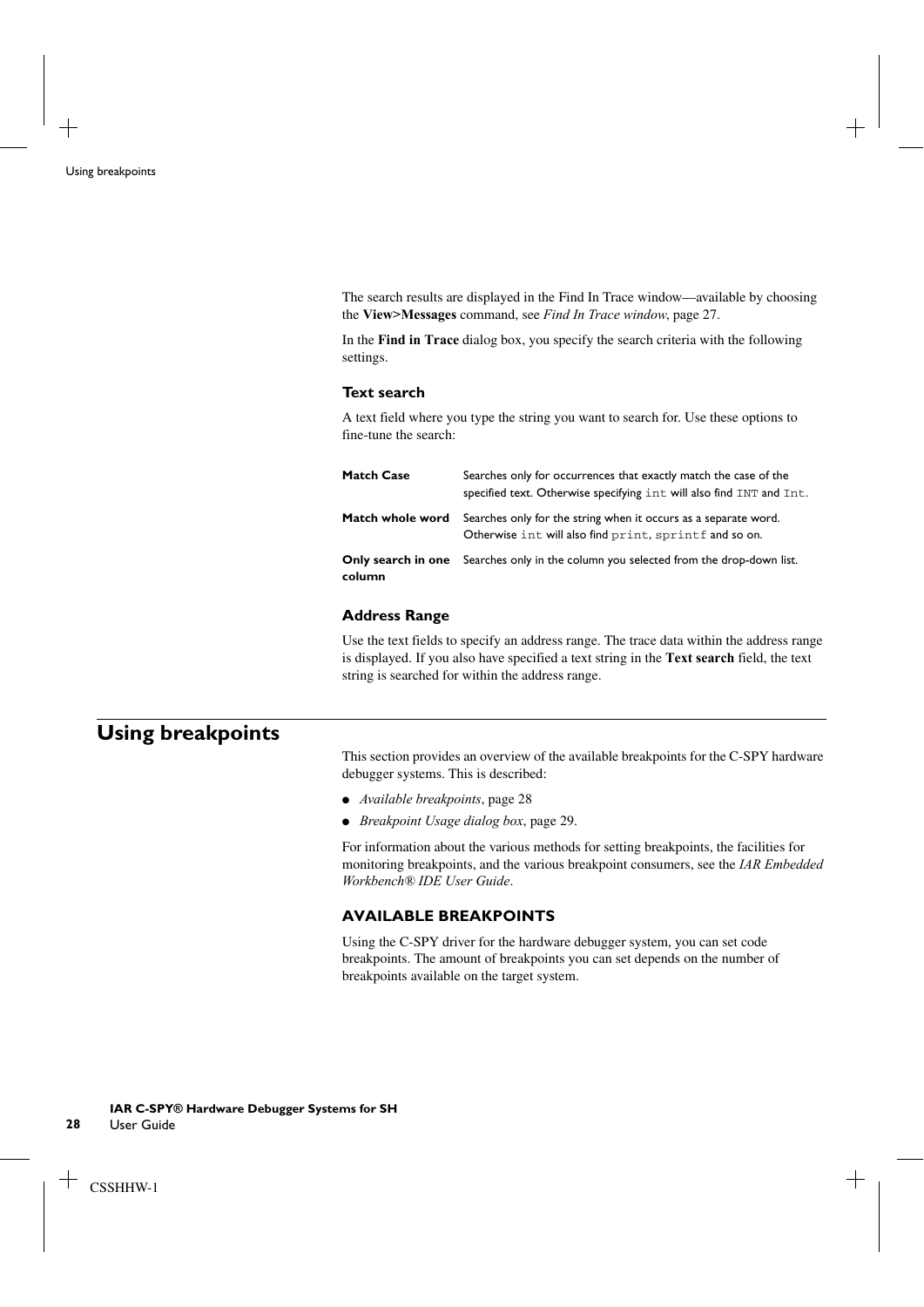The search results are displayed in the Find In Trace window—available by choosing the **View>Messages** command, see *Find In Trace window*, page 27.

In the **Find in Trace** dialog box, you specify the search criteria with the following settings.

### Text search

A text field where you type the string you want to search for. Use these options to fine-tune the search:

| | |
|---|---|
| **Match Case** | Searches only for occurrences that exactly match the case of the specified text. Otherwise specifying `int` will also find `INT` and `Int`. |
| **Match whole word** | Searches only for the string when it occurs as a separate word. Otherwise `int` will also find `print`, `sprintf` and so on. |
| **Only search in one column** | Searches only in the column you selected from the drop-down list. |

### Address Range

Use the text fields to specify an address range. The trace data within the address range is displayed. If you also have specified a text string in the **Text search** field, the text string is searched for within the address range.

# Using breakpoints

This section provides an overview of the available breakpoints for the C-SPY hardware debugger systems. This is described:

- *Available breakpoints*, page 28
- *Breakpoint Usage dialog box*, page 29.

For information about the various methods for setting breakpoints, the facilities for monitoring breakpoints, and the various breakpoint consumers, see the *IAR Embedded Workbench® IDE User Guide*.

## AVAILABLE BREAKPOINTS

Using the C-SPY driver for the hardware debugger system, you can set code breakpoints. The amount of breakpoints you can set depends on the number of breakpoints available on the target system.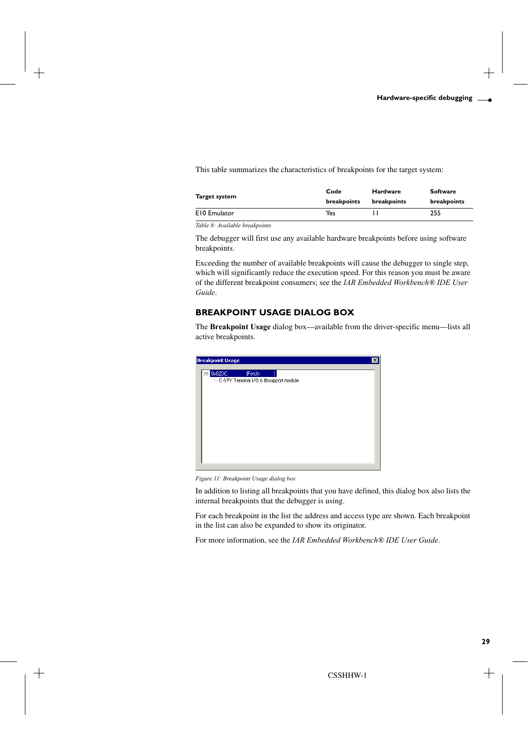This table summarizes the characteristics of breakpoints for the target system:

| Target system | Code breakpoints | Hardware breakpoints | Software breakpoints |
| --- | --- | --- | --- |
| E10 Emulator | Yes | 11 | 255 |

*Table 8: Available breakpoints*

The debugger will first use any available hardware breakpoints before using software breakpoints.

Exceeding the number of available breakpoints will cause the debugger to single step, which will significantly reduce the execution speed. For this reason you must be aware of the different breakpoint consumers; see the *IAR Embedded Workbench® IDE User Guide*.

## BREAKPOINT USAGE DIALOG BOX

The **Breakpoint Usage** dialog box—available from the driver-specific menu—lists all active breakpoints.

*Figure 11: Breakpoint Usage dialog box*

In addition to listing all breakpoints that you have defined, this dialog box also lists the internal breakpoints that the debugger is using.

For each breakpoint in the list the address and access type are shown. Each breakpoint in the list can also be expanded to show its originator.

For more information, see the *IAR Embedded Workbench® IDE User Guide*.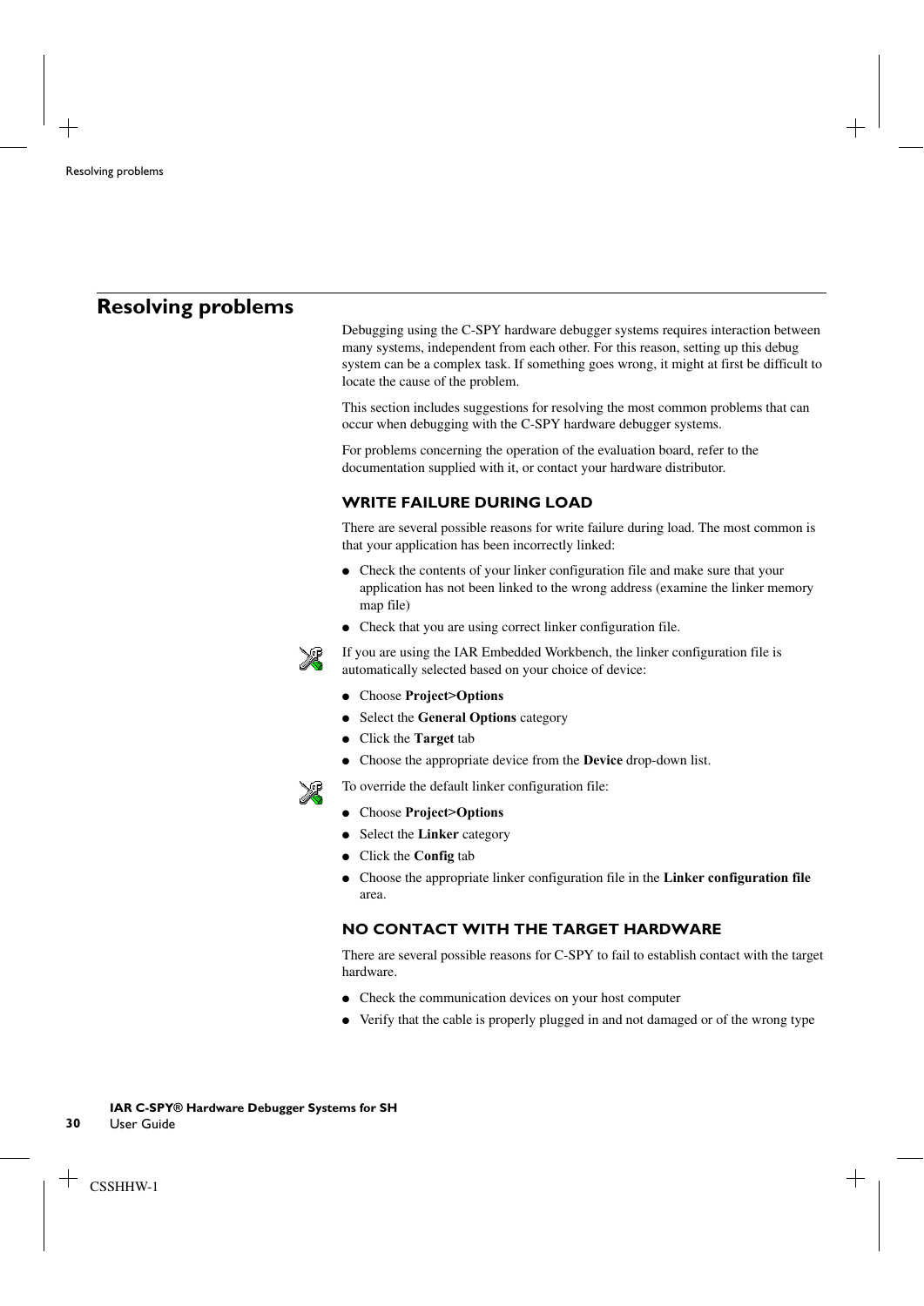## Resolving problems

Debugging using the C-SPY hardware debugger systems requires interaction between many systems, independent from each other. For this reason, setting up this debug system can be a complex task. If something goes wrong, it might at first be difficult to locate the cause of the problem.

This section includes suggestions for resolving the most common problems that can occur when debugging with the C-SPY hardware debugger systems.

For problems concerning the operation of the evaluation board, refer to the documentation supplied with it, or contact your hardware distributor.

### WRITE FAILURE DURING LOAD

There are several possible reasons for write failure during load. The most common is that your application has been incorrectly linked:

- Check the contents of your linker configuration file and make sure that your application has not been linked to the wrong address (examine the linker memory map file)
- Check that you are using correct linker configuration file.

If you are using the IAR Embedded Workbench, the linker configuration file is automatically selected based on your choice of device:

- Choose **Project>Options**
- Select the **General Options** category
- Click the **Target** tab
- Choose the appropriate device from the **Device** drop-down list.

To override the default linker configuration file:

- Choose **Project>Options**
- Select the **Linker** category
- Click the **Config** tab
- Choose the appropriate linker configuration file in the **Linker configuration file** area.

### NO CONTACT WITH THE TARGET HARDWARE

There are several possible reasons for C-SPY to fail to establish contact with the target hardware.

- Check the communication devices on your host computer
- Verify that the cable is properly plugged in and not damaged or of the wrong type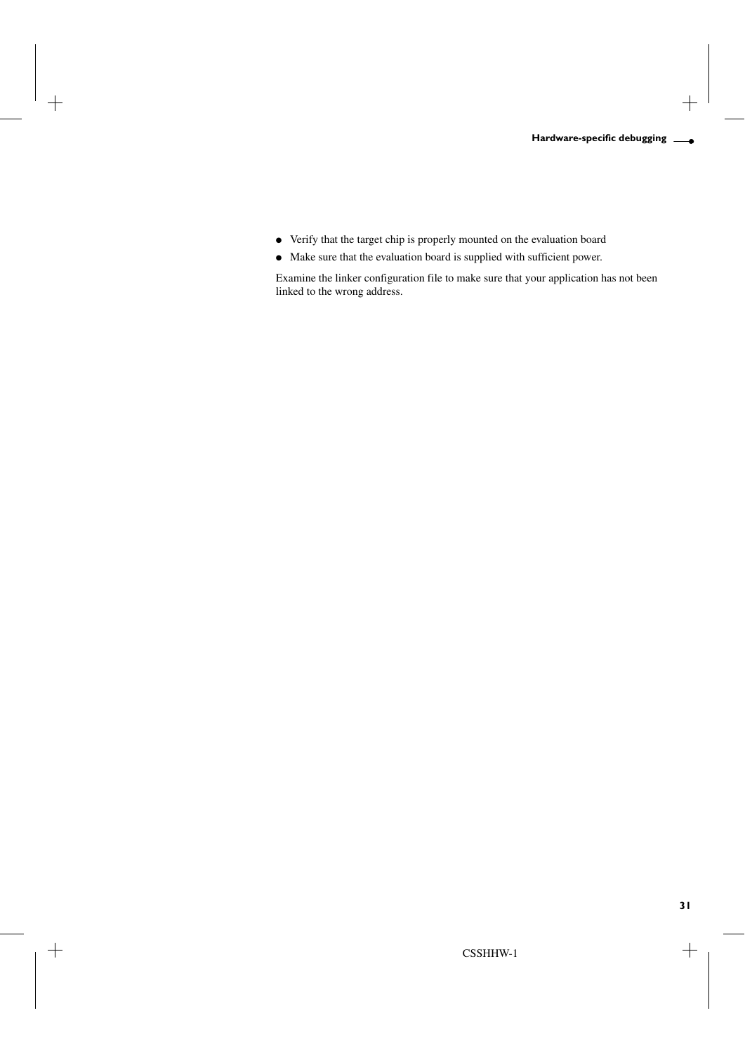- Verify that the target chip is properly mounted on the evaluation board
- Make sure that the evaluation board is supplied with sufficient power.

Examine the linker configuration file to make sure that your application has not been linked to the wrong address.